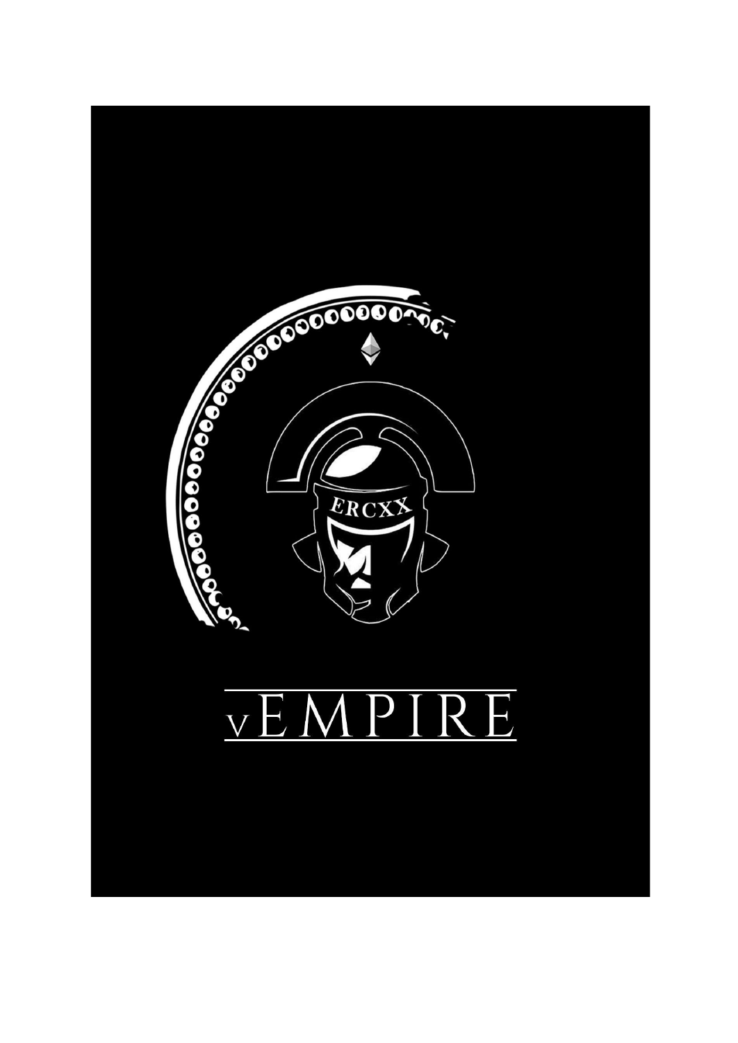ERCXX

# vEMPIRE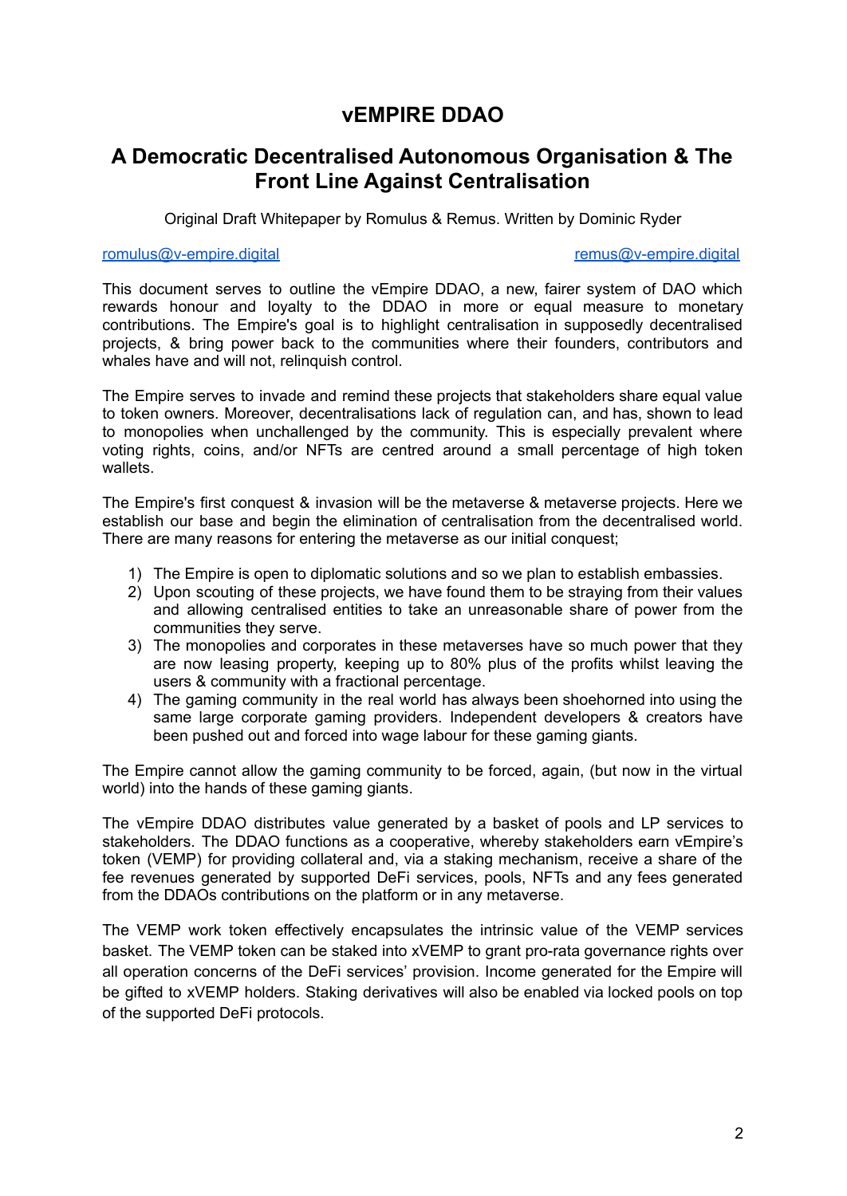# vEMPIRE DDAO

## A Democratic Decentralised Autonomous Organisation & The Front Line Against Centralisation

Original Draft Whitepaper by Romulus & Remus. Written by Dominic Ryder

[romulus@v-empire.digital](mailto:romulus@v-empire.digital) [remus@v-empire.digital](mailto:remus@v-empire.digital)

This document serves to outline the vEmpire DDAO, a new, fairer system of DAO which rewards honour and loyalty to the DDAO in more or equal measure to monetary contributions. The Empire's goal is to highlight centralisation in supposedly decentralised projects, & bring power back to the communities where their founders, contributors and whales have and will not, relinquish control.

The Empire serves to invade and remind these projects that stakeholders share equal value to token owners. Moreover, decentralisations lack of regulation can, and has, shown to lead to monopolies when unchallenged by the community. This is especially prevalent where voting rights, coins, and/or NFTs are centred around a small percentage of high token wallets.

The Empire's first conquest & invasion will be the metaverse & metaverse projects. Here we establish our base and begin the elimination of centralisation from the decentralised world. There are many reasons for entering the metaverse as our initial conquest;

1) The Empire is open to diplomatic solutions and so we plan to establish embassies.
2) Upon scouting of these projects, we have found them to be straying from their values and allowing centralised entities to take an unreasonable share of power from the communities they serve.
3) The monopolies and corporates in these metaverses have so much power that they are now leasing property, keeping up to 80% plus of the profits whilst leaving the users & community with a fractional percentage.
4) The gaming community in the real world has always been shoehorned into using the same large corporate gaming providers. Independent developers & creators have been pushed out and forced into wage labour for these gaming giants.

The Empire cannot allow the gaming community to be forced, again, (but now in the virtual world) into the hands of these gaming giants.

The vEmpire DDAO distributes value generated by a basket of pools and LP services to stakeholders. The DDAO functions as a cooperative, whereby stakeholders earn vEmpire's token (VEMP) for providing collateral and, via a staking mechanism, receive a share of the fee revenues generated by supported DeFi services, pools, NFTs and any fees generated from the DDAOs contributions on the platform or in any metaverse.

The VEMP work token effectively encapsulates the intrinsic value of the VEMP services basket. The VEMP token can be staked into xVEMP to grant pro-rata governance rights over all operation concerns of the DeFi services' provision. Income generated for the Empire will be gifted to xVEMP holders. Staking derivatives will also be enabled via locked pools on top of the supported DeFi protocols.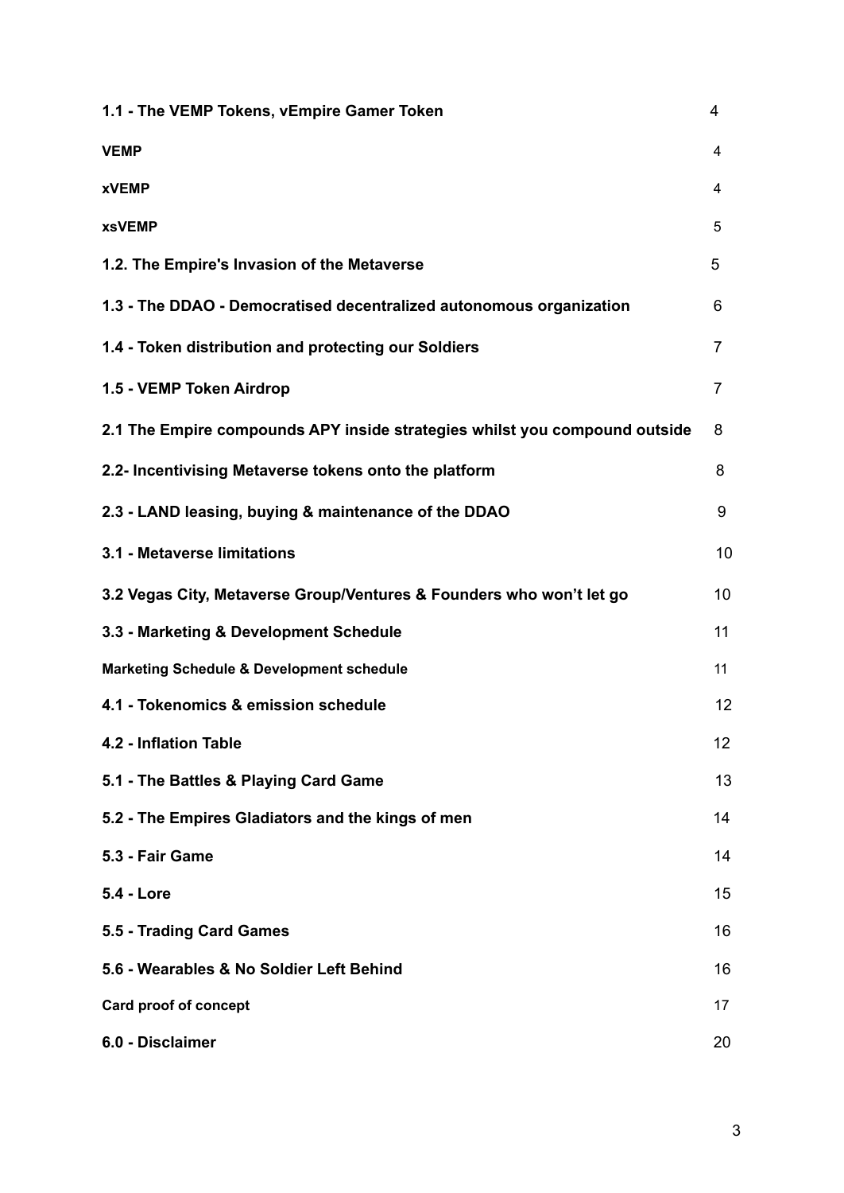| | |
|---|---|
| **1.1 - The VEMP Tokens, vEmpire Gamer Token** | 4 |
| **VEMP** | 4 |
| **xVEMP** | 4 |
| **xsVEMP** | 5 |
| **1.2. The Empire's Invasion of the Metaverse** | 5 |
| **1.3 - The DDAO - Democratised decentralized autonomous organization** | 6 |
| **1.4 - Token distribution and protecting our Soldiers** | 7 |
| **1.5 - VEMP Token Airdrop** | 7 |
| **2.1 The Empire compounds APY inside strategies whilst you compound outside** | 8 |
| **2.2- Incentivising Metaverse tokens onto the platform** | 8 |
| **2.3 - LAND leasing, buying & maintenance of the DDAO** | 9 |
| **3.1 - Metaverse limitations** | 10 |
| **3.2 Vegas City, Metaverse Group/Ventures & Founders who won't let go** | 10 |
| **3.3 - Marketing & Development Schedule** | 11 |
| **Marketing Schedule & Development schedule** | 11 |
| **4.1 - Tokenomics & emission schedule** | 12 |
| **4.2 - Inflation Table** | 12 |
| **5.1 - The Battles & Playing Card Game** | 13 |
| **5.2 - The Empires Gladiators and the kings of men** | 14 |
| **5.3 - Fair Game** | 14 |
| **5.4 - Lore** | 15 |
| **5.5 - Trading Card Games** | 16 |
| **5.6 - Wearables & No Soldier Left Behind** | 16 |
| **Card proof of concept** | 17 |
| **6.0 - Disclaimer** | 20 |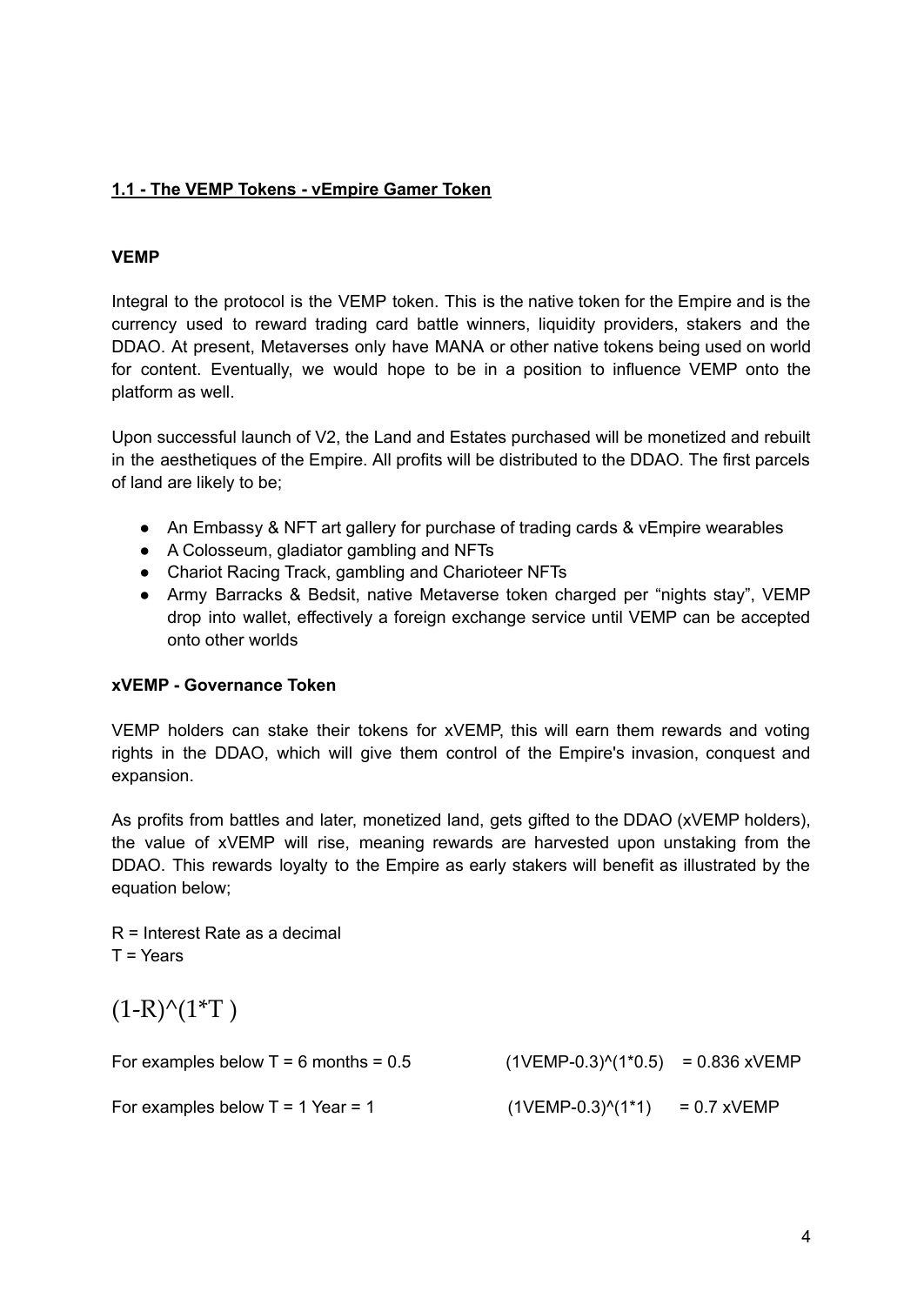## 1.1 - The VEMP Tokens - vEmpire Gamer Token

### VEMP

Integral to the protocol is the VEMP token. This is the native token for the Empire and is the currency used to reward trading card battle winners, liquidity providers, stakers and the DDAO. At present, Metaverses only have MANA or other native tokens being used on world for content. Eventually, we would hope to be in a position to influence VEMP onto the platform as well.

Upon successful launch of V2, the Land and Estates purchased will be monetized and rebuilt in the aesthetiques of the Empire. All profits will be distributed to the DDAO. The first parcels of land are likely to be;

- An Embassy & NFT art gallery for purchase of trading cards & vEmpire wearables
- A Colosseum, gladiator gambling and NFTs
- Chariot Racing Track, gambling and Charioteer NFTs
- Army Barracks & Bedsit, native Metaverse token charged per "nights stay", VEMP drop into wallet, effectively a foreign exchange service until VEMP can be accepted onto other worlds

### xVEMP - Governance Token

VEMP holders can stake their tokens for xVEMP, this will earn them rewards and voting rights in the DDAO, which will give them control of the Empire's invasion, conquest and expansion.

As profits from battles and later, monetized land, gets gifted to the DDAO (xVEMP holders), the value of xVEMP will rise, meaning rewards are harvested upon unstaking from the DDAO. This rewards loyalty to the Empire as early stakers will benefit as illustrated by the equation below;

R = Interest Rate as a decimal
T = Years

$$(1-R)^{(1*T)}$$

For examples below T = 6 months = 0.5 $\quad (1\text{VEMP}-0.3)^{(1*0.5)} = 0.836\ \text{xVEMP}$

For examples below T = 1 Year = 1 $\quad (1\text{VEMP}-0.3)^{(1*1)} = 0.7\ \text{xVEMP}$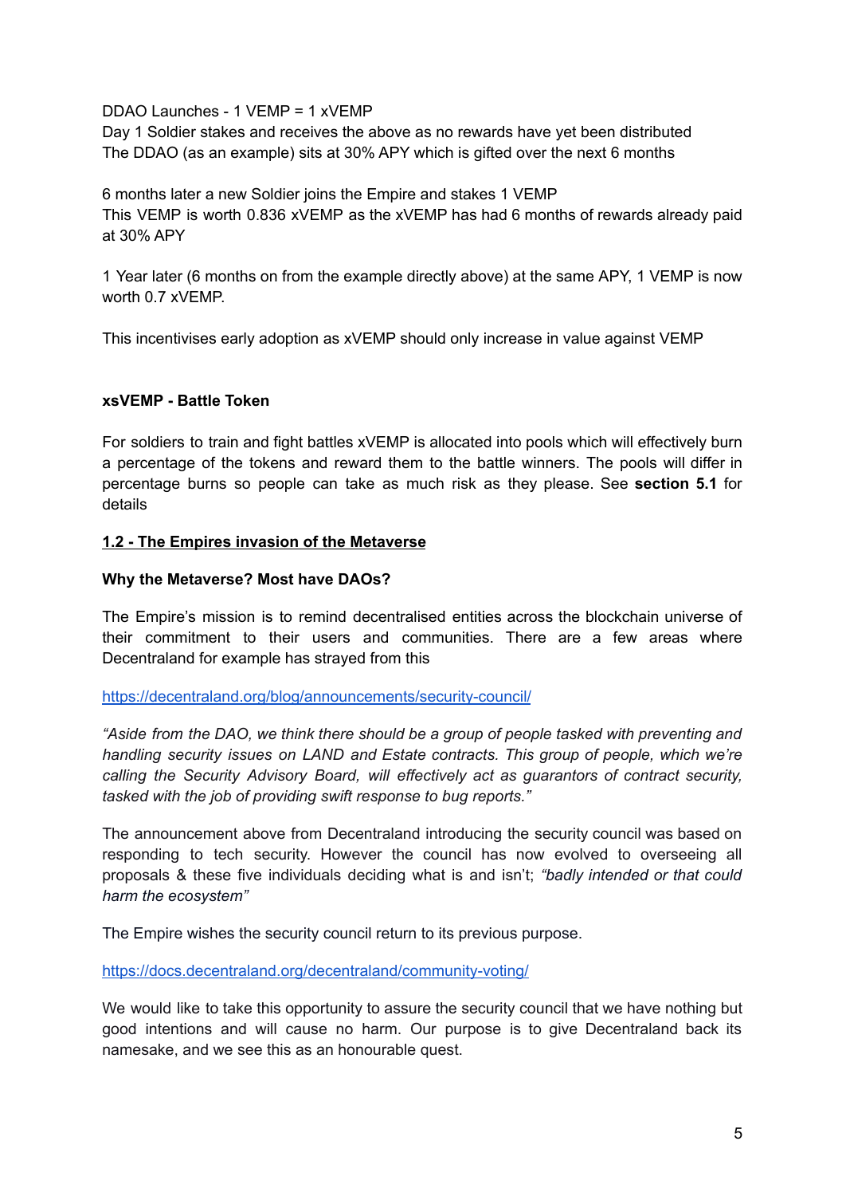DDAO Launches - 1 VEMP = 1 xVEMP
Day 1 Soldier stakes and receives the above as no rewards have yet been distributed
The DDAO (as an example) sits at 30% APY which is gifted over the next 6 months

6 months later a new Soldier joins the Empire and stakes 1 VEMP
This VEMP is worth 0.836 xVEMP as the xVEMP has had 6 months of rewards already paid at 30% APY

1 Year later (6 months on from the example directly above) at the same APY, 1 VEMP is now worth 0.7 xVEMP.

This incentivises early adoption as xVEMP should only increase in value against VEMP

**xsVEMP - Battle Token**

For soldiers to train and fight battles xVEMP is allocated into pools which will effectively burn a percentage of the tokens and reward them to the battle winners. The pools will differ in percentage burns so people can take as much risk as they please. See **section 5.1** for details

## 1.2 - The Empires invasion of the Metaverse

**Why the Metaverse? Most have DAOs?**

The Empire's mission is to remind decentralised entities across the blockchain universe of their commitment to their users and communities. There are a few areas where Decentraland for example has strayed from this

https://decentraland.org/blog/announcements/security-council/

*"Aside from the DAO, we think there should be a group of people tasked with preventing and handling security issues on LAND and Estate contracts. This group of people, which we're calling the Security Advisory Board, will effectively act as guarantors of contract security, tasked with the job of providing swift response to bug reports."*

The announcement above from Decentraland introducing the security council was based on responding to tech security. However the council has now evolved to overseeing all proposals & these five individuals deciding what is and isn't; *"badly intended or that could harm the ecosystem"*

The Empire wishes the security council return to its previous purpose.

https://docs.decentraland.org/decentraland/community-voting/

We would like to take this opportunity to assure the security council that we have nothing but good intentions and will cause no harm. Our purpose is to give Decentraland back its namesake, and we see this as an honourable quest.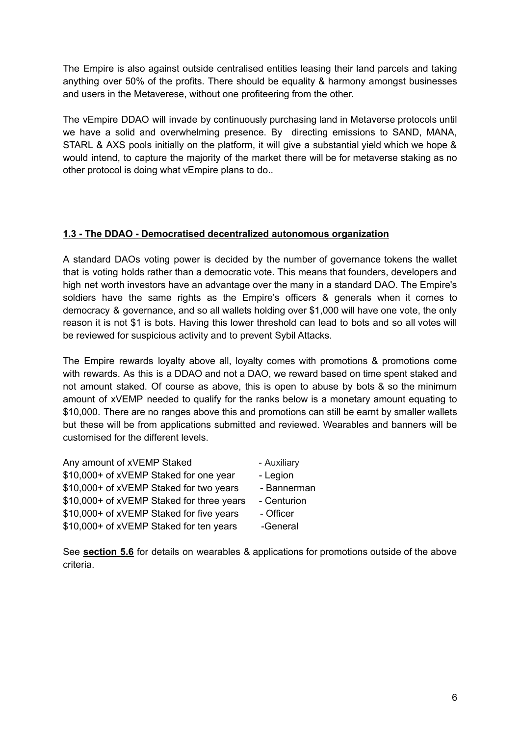The Empire is also against outside centralised entities leasing their land parcels and taking anything over 50% of the profits. There should be equality & harmony amongst businesses and users in the Metaverese, without one profiteering from the other.

The vEmpire DDAO will invade by continuously purchasing land in Metaverse protocols until we have a solid and overwhelming presence. By directing emissions to SAND, MANA, STARL & AXS pools initially on the platform, it will give a substantial yield which we hope & would intend, to capture the majority of the market there will be for metaverse staking as no other protocol is doing what vEmpire plans to do..

## 1.3 - The DDAO - Democratised decentralized autonomous organization

A standard DAOs voting power is decided by the number of governance tokens the wallet that is voting holds rather than a democratic vote. This means that founders, developers and high net worth investors have an advantage over the many in a standard DAO. The Empire's soldiers have the same rights as the Empire's officers & generals when it comes to democracy & governance, and so all wallets holding over $1,000 will have one vote, the only reason it is not $1 is bots. Having this lower threshold can lead to bots and so all votes will be reviewed for suspicious activity and to prevent Sybil Attacks.

The Empire rewards loyalty above all, loyalty comes with promotions & promotions come with rewards. As this is a DDAO and not a DAO, we reward based on time spent staked and not amount staked. Of course as above, this is open to abuse by bots & so the minimum amount of xVEMP needed to qualify for the ranks below is a monetary amount equating to $10,000. There are no ranges above this and promotions can still be earnt by smaller wallets but these will be from applications submitted and reviewed. Wearables and banners will be customised for the different levels.

| | |
|---|---|
| Any amount of xVEMP Staked | - Auxiliary |
| $10,000+ of xVEMP Staked for one year | - Legion |
| $10,000+ of xVEMP Staked for two years | - Bannerman |
| $10,000+ of xVEMP Staked for three years | - Centurion |
| $10,000+ of xVEMP Staked for five years | - Officer |
| $10,000+ of xVEMP Staked for ten years | -General |

See **section 5.6** for details on wearables & applications for promotions outside of the above criteria.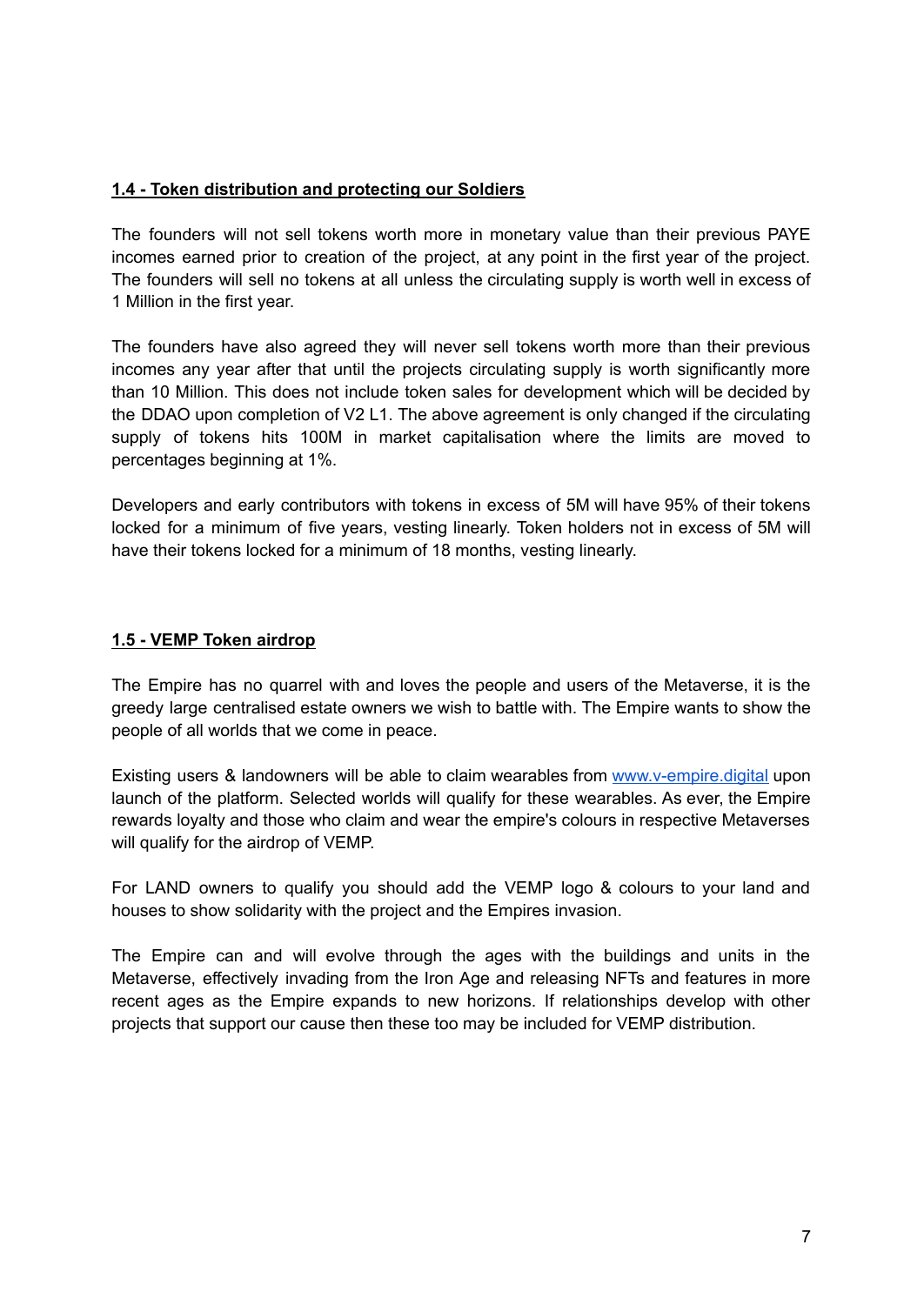### 1.4 - Token distribution and protecting our Soldiers

The founders will not sell tokens worth more in monetary value than their previous PAYE incomes earned prior to creation of the project, at any point in the first year of the project. The founders will sell no tokens at all unless the circulating supply is worth well in excess of 1 Million in the first year.

The founders have also agreed they will never sell tokens worth more than their previous incomes any year after that until the projects circulating supply is worth significantly more than 10 Million. This does not include token sales for development which will be decided by the DDAO upon completion of V2 L1. The above agreement is only changed if the circulating supply of tokens hits 100M in market capitalisation where the limits are moved to percentages beginning at 1%.

Developers and early contributors with tokens in excess of 5M will have 95% of their tokens locked for a minimum of five years, vesting linearly. Token holders not in excess of 5M will have their tokens locked for a minimum of 18 months, vesting linearly.

### 1.5 - VEMP Token airdrop

The Empire has no quarrel with and loves the people and users of the Metaverse, it is the greedy large centralised estate owners we wish to battle with. The Empire wants to show the people of all worlds that we come in peace.

Existing users & landowners will be able to claim wearables from [www.v-empire.digital](http://www.v-empire.digital) upon launch of the platform. Selected worlds will qualify for these wearables. As ever, the Empire rewards loyalty and those who claim and wear the empire's colours in respective Metaverses will qualify for the airdrop of VEMP.

For LAND owners to qualify you should add the VEMP logo & colours to your land and houses to show solidarity with the project and the Empires invasion.

The Empire can and will evolve through the ages with the buildings and units in the Metaverse, effectively invading from the Iron Age and releasing NFTs and features in more recent ages as the Empire expands to new horizons. If relationships develop with other projects that support our cause then these too may be included for VEMP distribution.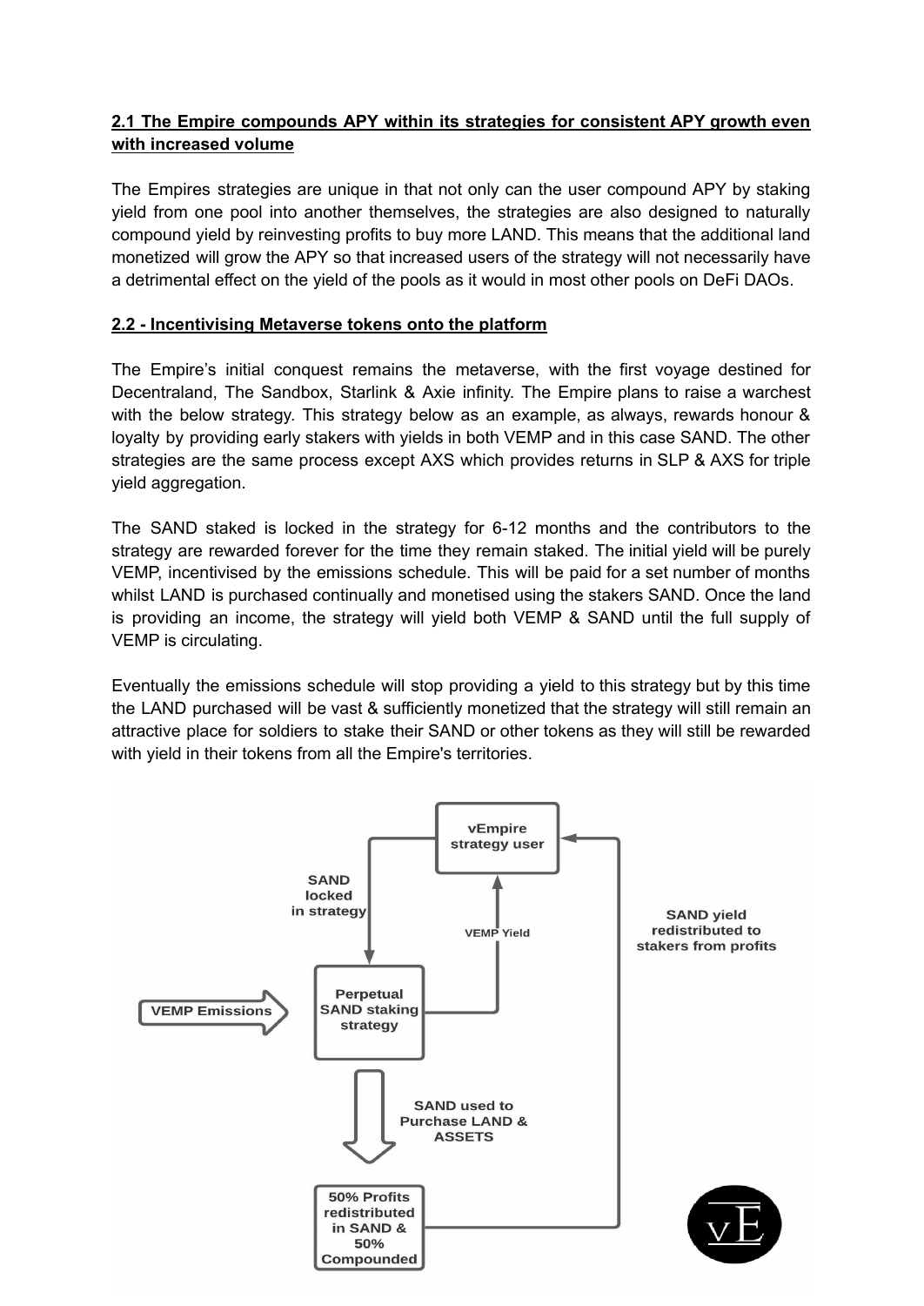## 2.1 The Empire compounds APY within its strategies for consistent APY growth even with increased volume

The Empires strategies are unique in that not only can the user compound APY by staking yield from one pool into another themselves, the strategies are also designed to naturally compound yield by reinvesting profits to buy more LAND. This means that the additional land monetized will grow the APY so that increased users of the strategy will not necessarily have a detrimental effect on the yield of the pools as it would in most other pools on DeFi DAOs.

## 2.2 - Incentivising Metaverse tokens onto the platform

The Empire's initial conquest remains the metaverse, with the first voyage destined for Decentraland, The Sandbox, Starlink & Axie infinity. The Empire plans to raise a warchest with the below strategy. This strategy below as an example, as always, rewards honour & loyalty by providing early stakers with yields in both VEMP and in this case SAND. The other strategies are the same process except AXS which provides returns in SLP & AXS for triple yield aggregation.

The SAND staked is locked in the strategy for 6-12 months and the contributors to the strategy are rewarded forever for the time they remain staked. The initial yield will be purely VEMP, incentivised by the emissions schedule. This will be paid for a set number of months whilst LAND is purchased continually and monetised using the stakers SAND. Once the land is providing an income, the strategy will yield both VEMP & SAND until the full supply of VEMP is circulating.

Eventually the emissions schedule will stop providing a yield to this strategy but by this time the LAND purchased will be vast & sufficiently monetized that the strategy will still remain an attractive place for soldiers to stake their SAND or other tokens as they will still be rewarded with yield in their tokens from all the Empire's territories.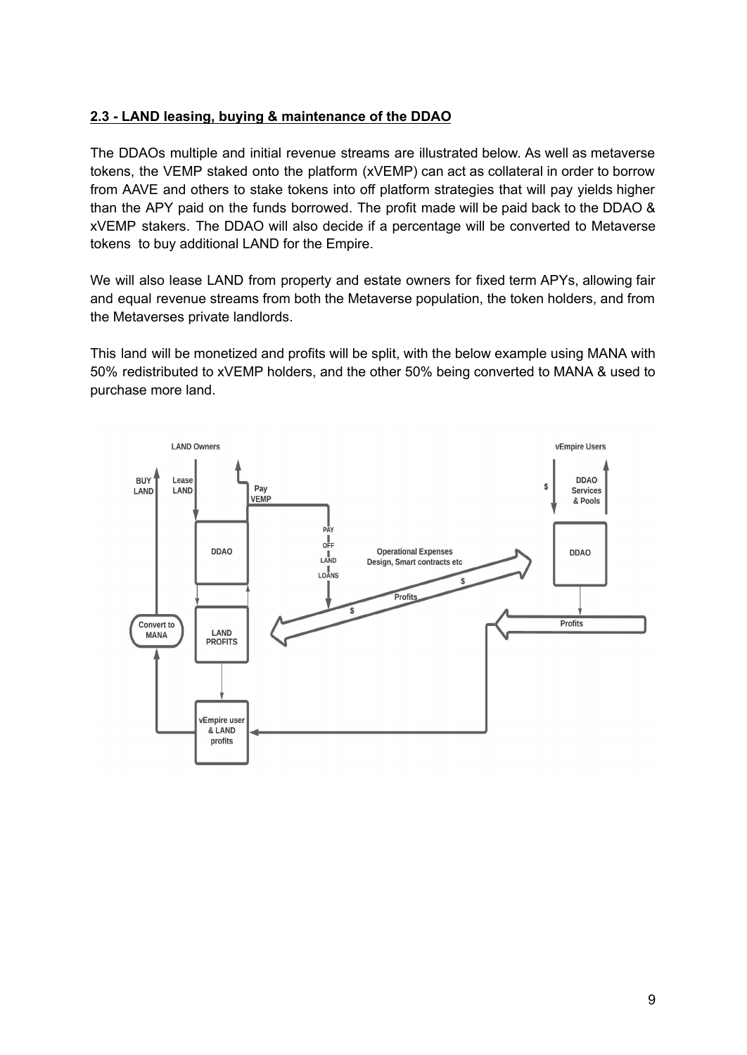**2.3 - LAND leasing, buying & maintenance of the DDAO**

The DDAOs multiple and initial revenue streams are illustrated below. As well as metaverse tokens, the VEMP staked onto the platform (xVEMP) can act as collateral in order to borrow from AAVE and others to stake tokens into off platform strategies that will pay yields higher than the APY paid on the funds borrowed. The profit made will be paid back to the DDAO & xVEMP stakers. The DDAO will also decide if a percentage will be converted to Metaverse tokens to buy additional LAND for the Empire.

We will also lease LAND from property and estate owners for fixed term APYs, allowing fair and equal revenue streams from both the Metaverse population, the token holders, and from the Metaverses private landlords.

This land will be monetized and profits will be split, with the below example using MANA with 50% redistributed to xVEMP holders, and the other 50% being converted to MANA & used to purchase more land.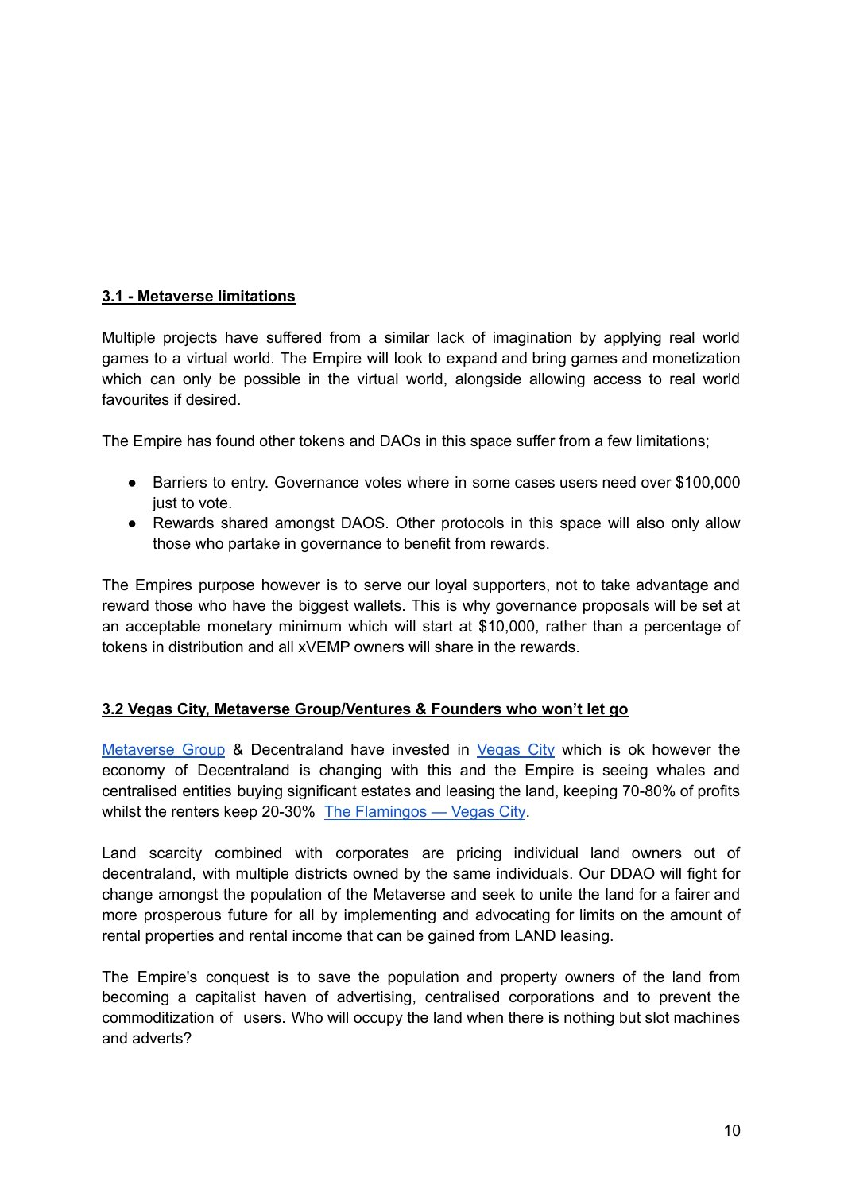### 3.1 - Metaverse limitations

Multiple projects have suffered from a similar lack of imagination by applying real world games to a virtual world. The Empire will look to expand and bring games and monetization which can only be possible in the virtual world, alongside allowing access to real world favourites if desired.

The Empire has found other tokens and DAOs in this space suffer from a few limitations;

- Barriers to entry. Governance votes where in some cases users need over $100,000 just to vote.
- Rewards shared amongst DAOS. Other protocols in this space will also only allow those who partake in governance to benefit from rewards.

The Empires purpose however is to serve our loyal supporters, not to take advantage and reward those who have the biggest wallets. This is why governance proposals will be set at an acceptable monetary minimum which will start at $10,000, rather than a percentage of tokens in distribution and all xVEMP owners will share in the rewards.

### 3.2 Vegas City, Metaverse Group/Ventures & Founders who won't let go

Metaverse Group & Decentraland have invested in Vegas City which is ok however the economy of Decentraland is changing with this and the Empire is seeing whales and centralised entities buying significant estates and leasing the land, keeping 70-80% of profits whilst the renters keep 20-30% The Flamingos — Vegas City.

Land scarcity combined with corporates are pricing individual land owners out of decentraland, with multiple districts owned by the same individuals. Our DDAO will fight for change amongst the population of the Metaverse and seek to unite the land for a fairer and more prosperous future for all by implementing and advocating for limits on the amount of rental properties and rental income that can be gained from LAND leasing.

The Empire's conquest is to save the population and property owners of the land from becoming a capitalist haven of advertising, centralised corporations and to prevent the commoditization of users. Who will occupy the land when there is nothing but slot machines and adverts?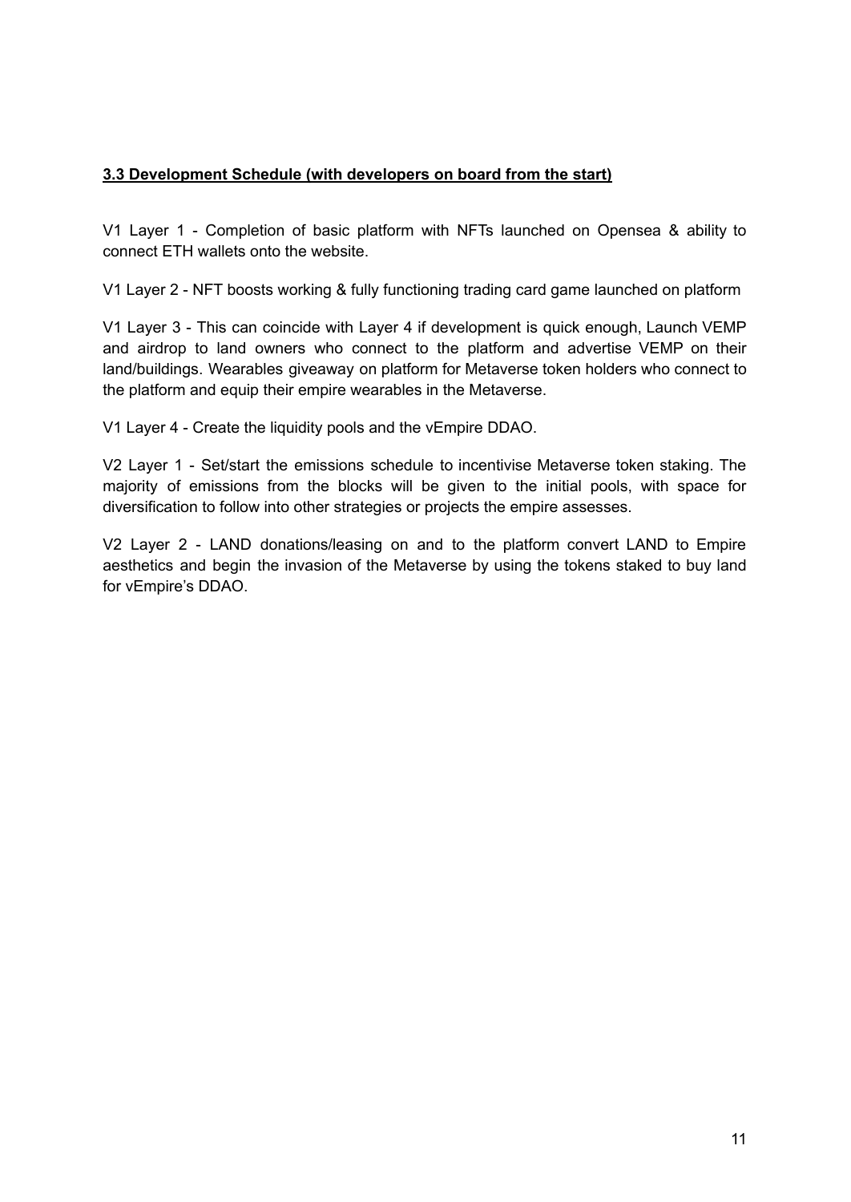### **3.3 Development Schedule (with developers on board from the start)**

V1 Layer 1 - Completion of basic platform with NFTs launched on Opensea & ability to connect ETH wallets onto the website.

V1 Layer 2 - NFT boosts working & fully functioning trading card game launched on platform

V1 Layer 3 - This can coincide with Layer 4 if development is quick enough, Launch VEMP and airdrop to land owners who connect to the platform and advertise VEMP on their land/buildings. Wearables giveaway on platform for Metaverse token holders who connect to the platform and equip their empire wearables in the Metaverse.

V1 Layer 4 - Create the liquidity pools and the vEmpire DDAO.

V2 Layer 1 - Set/start the emissions schedule to incentivise Metaverse token staking. The majority of emissions from the blocks will be given to the initial pools, with space for diversification to follow into other strategies or projects the empire assesses.

V2 Layer 2 - LAND donations/leasing on and to the platform convert LAND to Empire aesthetics and begin the invasion of the Metaverse by using the tokens staked to buy land for vEmpire's DDAO.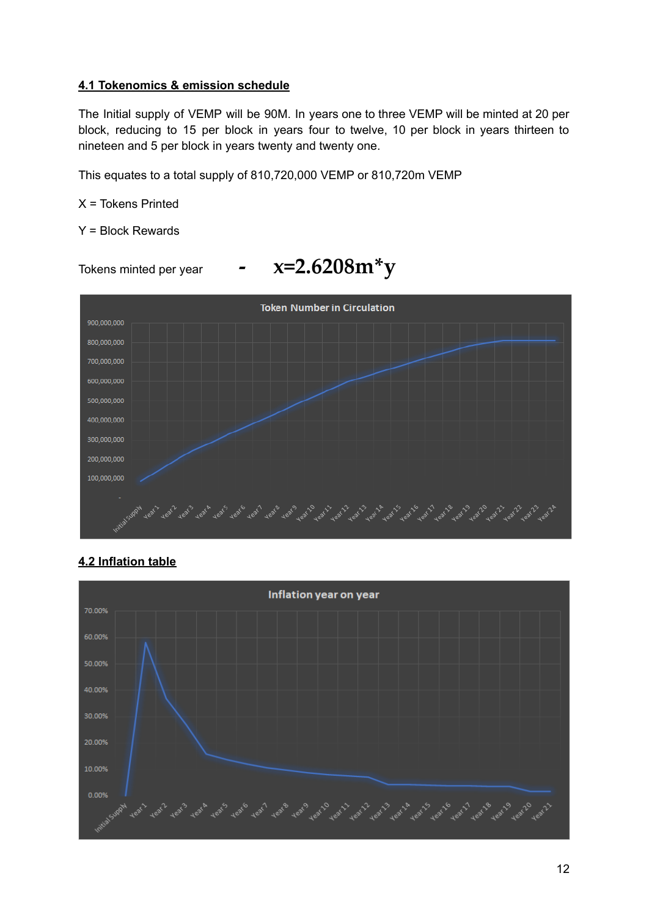## 4.1 Tokenomics & emission schedule

The Initial supply of VEMP will be 90M. In years one to three VEMP will be minted at 20 per block, reducing to 15 per block in years four to twelve, 10 per block in years thirteen to nineteen and 5 per block in years twenty and twenty one.

This equates to a total supply of 810,720,000 VEMP or 810,720m VEMP

X = Tokens Printed

Y = Block Rewards

Tokens minted per year - $x=2.6208m*y$

## 4.2 Inflation table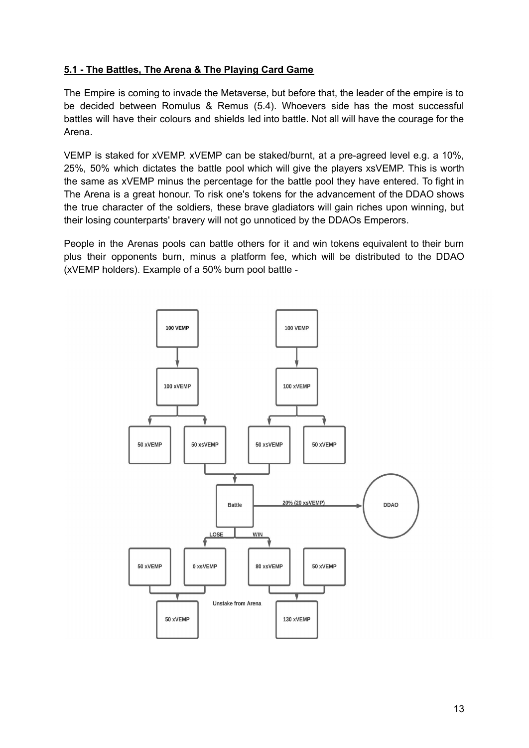**5.1 - The Battles, The Arena & The Playing Card Game**

The Empire is coming to invade the Metaverse, but before that, the leader of the empire is to be decided between Romulus & Remus (5.4). Whoevers side has the most successful battles will have their colours and shields led into battle. Not all will have the courage for the Arena.

VEMP is staked for xVEMP. xVEMP can be staked/burnt, at a pre-agreed level e.g. a 10%, 25%, 50% which dictates the battle pool which will give the players xsVEMP. This is worth the same as xVEMP minus the percentage for the battle pool they have entered. To fight in The Arena is a great honour. To risk one's tokens for the advancement of the DDAO shows the true character of the soldiers, these brave gladiators will gain riches upon winning, but their losing counterparts' bravery will not go unnoticed by the DDAOs Emperors.

People in the Arenas pools can battle others for it and win tokens equivalent to their burn plus their opponents burn, minus a platform fee, which will be distributed to the DDAO (xVEMP holders). Example of a 50% burn pool battle -

100 VEMP → 100 xVEMP → 50 xVEMP, 50 xsVEMP

100 VEMP → 100 xVEMP → 50 xsVEMP, 50 xVEMP

Battle → 20% (20 xsVEMP) → DDAO

LOSE: 50 xVEMP, 0 xsVEMP → 50 xVEMP

WIN: 80 xsVEMP, 50 xVEMP → 130 xVEMP

Unstake from Arena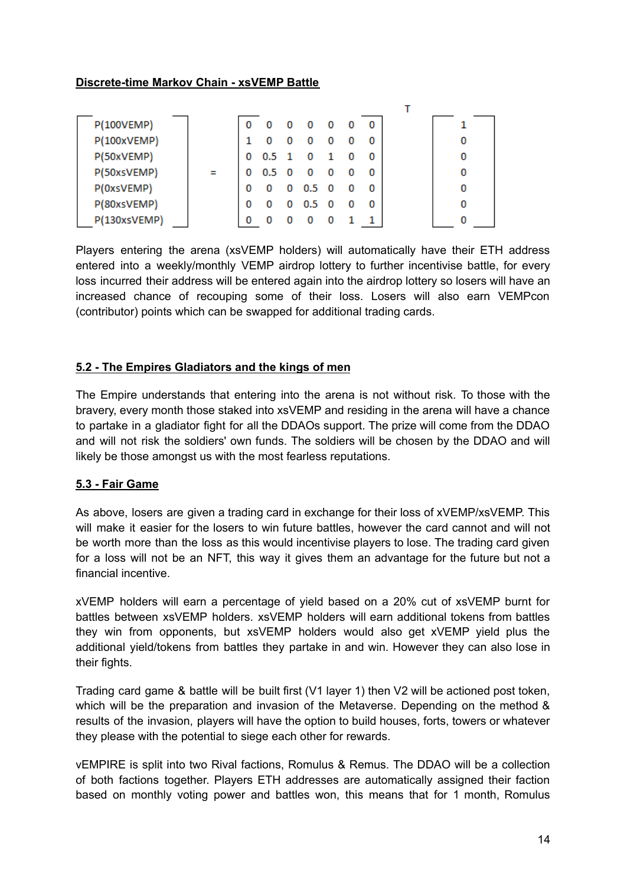**Discrete-time Markov Chain - xsVEMP Battle**

$$
\begin{bmatrix} P(100VEMP) \\ P(100xVEMP) \\ P(50xVEMP) \\ P(50xsVEMP) \\ P(0xsVEMP) \\ P(80xsVEMP) \\ P(130xsVEMP) \end{bmatrix} = \begin{bmatrix} 0 & 0 & 0 & 0 & 0 & 0 & 0 \\ 1 & 0 & 0 & 0 & 0 & 0 & 0 \\ 0 & 0.5 & 1 & 0 & 1 & 0 & 0 \\ 0 & 0.5 & 0 & 0 & 0 & 0 & 0 \\ 0 & 0 & 0 & 0.5 & 0 & 0 & 0 \\ 0 & 0 & 0 & 0.5 & 0 & 0 & 0 \\ 0 & 0 & 0 & 0 & 0 & 1 & 1 \end{bmatrix}^{T} \begin{bmatrix} 1 \\ 0 \\ 0 \\ 0 \\ 0 \\ 0 \\ 0 \end{bmatrix}
$$

Players entering the arena (xsVEMP holders) will automatically have their ETH address entered into a weekly/monthly VEMP airdrop lottery to further incentivise battle, for every loss incurred their address will be entered again into the airdrop lottery so losers will have an increased chance of recouping some of their loss. Losers will also earn VEMPcon (contributor) points which can be swapped for additional trading cards.

## 5.2 - The Empires Gladiators and the kings of men

The Empire understands that entering into the arena is not without risk. To those with the bravery, every month those staked into xsVEMP and residing in the arena will have a chance to partake in a gladiator fight for all the DDAOs support. The prize will come from the DDAO and will not risk the soldiers' own funds. The soldiers will be chosen by the DDAO and will likely be those amongst us with the most fearless reputations.

## 5.3 - Fair Game

As above, losers are given a trading card in exchange for their loss of xVEMP/xsVEMP. This will make it easier for the losers to win future battles, however the card cannot and will not be worth more than the loss as this would incentivise players to lose. The trading card given for a loss will not be an NFT, this way it gives them an advantage for the future but not a financial incentive.

xVEMP holders will earn a percentage of yield based on a 20% cut of xsVEMP burnt for battles between xsVEMP holders. xsVEMP holders will earn additional tokens from battles they win from opponents, but xsVEMP holders would also get xVEMP yield plus the additional yield/tokens from battles they partake in and win. However they can also lose in their fights.

Trading card game & battle will be built first (V1 layer 1) then V2 will be actioned post token, which will be the preparation and invasion of the Metaverse. Depending on the method & results of the invasion, players will have the option to build houses, forts, towers or whatever they please with the potential to siege each other for rewards.

vEMPIRE is split into two Rival factions, Romulus & Remus. The DDAO will be a collection of both factions together. Players ETH addresses are automatically assigned their faction based on monthly voting power and battles won, this means that for 1 month, Romulus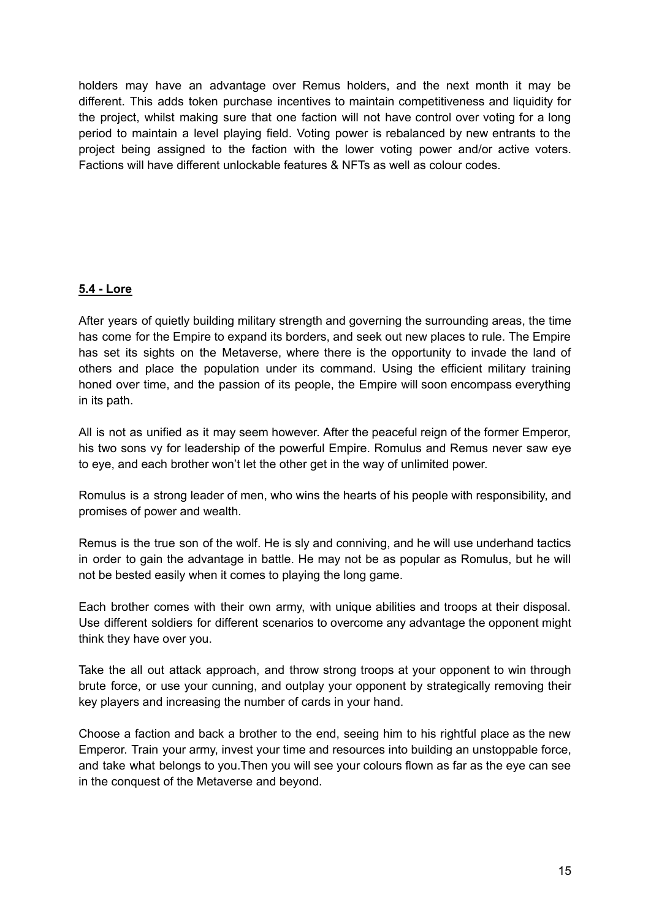holders may have an advantage over Remus holders, and the next month it may be different. This adds token purchase incentives to maintain competitiveness and liquidity for the project, whilst making sure that one faction will not have control over voting for a long period to maintain a level playing field. Voting power is rebalanced by new entrants to the project being assigned to the faction with the lower voting power and/or active voters. Factions will have different unlockable features & NFTs as well as colour codes.

### **5.4 - Lore**

After years of quietly building military strength and governing the surrounding areas, the time has come for the Empire to expand its borders, and seek out new places to rule. The Empire has set its sights on the Metaverse, where there is the opportunity to invade the land of others and place the population under its command. Using the efficient military training honed over time, and the passion of its people, the Empire will soon encompass everything in its path.

All is not as unified as it may seem however. After the peaceful reign of the former Emperor, his two sons vy for leadership of the powerful Empire. Romulus and Remus never saw eye to eye, and each brother won't let the other get in the way of unlimited power.

Romulus is a strong leader of men, who wins the hearts of his people with responsibility, and promises of power and wealth.

Remus is the true son of the wolf. He is sly and conniving, and he will use underhand tactics in order to gain the advantage in battle. He may not be as popular as Romulus, but he will not be bested easily when it comes to playing the long game.

Each brother comes with their own army, with unique abilities and troops at their disposal. Use different soldiers for different scenarios to overcome any advantage the opponent might think they have over you.

Take the all out attack approach, and throw strong troops at your opponent to win through brute force, or use your cunning, and outplay your opponent by strategically removing their key players and increasing the number of cards in your hand.

Choose a faction and back a brother to the end, seeing him to his rightful place as the new Emperor. Train your army, invest your time and resources into building an unstoppable force, and take what belongs to you.Then you will see your colours flown as far as the eye can see in the conquest of the Metaverse and beyond.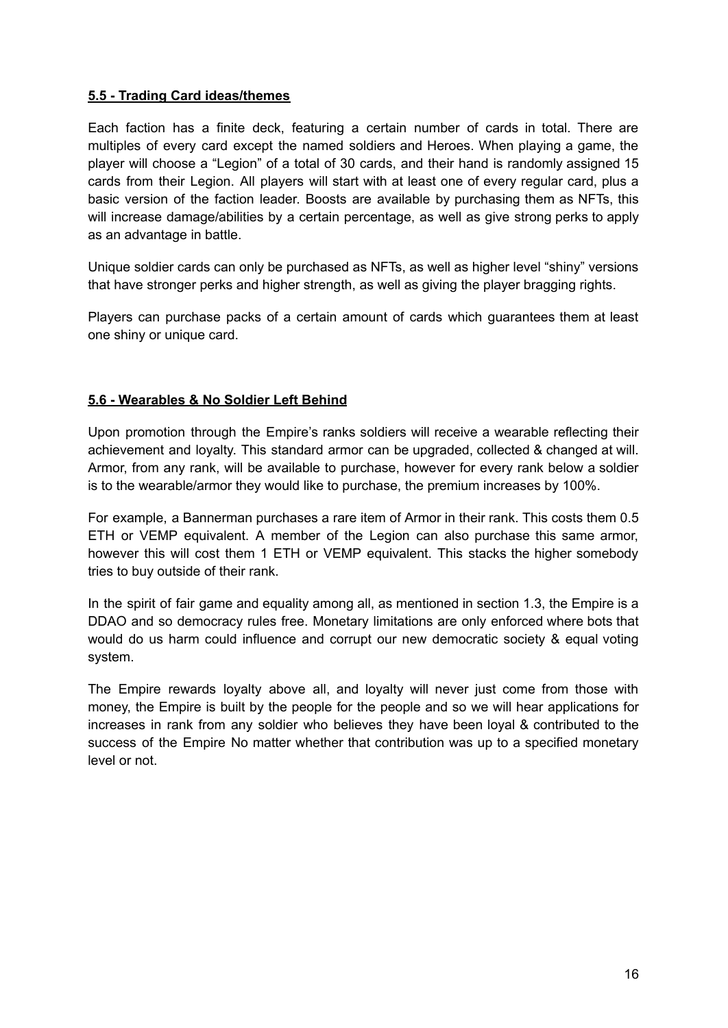### **5.5 - Trading Card ideas/themes**

Each faction has a finite deck, featuring a certain number of cards in total. There are multiples of every card except the named soldiers and Heroes. When playing a game, the player will choose a "Legion" of a total of 30 cards, and their hand is randomly assigned 15 cards from their Legion. All players will start with at least one of every regular card, plus a basic version of the faction leader. Boosts are available by purchasing them as NFTs, this will increase damage/abilities by a certain percentage, as well as give strong perks to apply as an advantage in battle.

Unique soldier cards can only be purchased as NFTs, as well as higher level "shiny" versions that have stronger perks and higher strength, as well as giving the player bragging rights.

Players can purchase packs of a certain amount of cards which guarantees them at least one shiny or unique card.

### **5.6 - Wearables & No Soldier Left Behind**

Upon promotion through the Empire's ranks soldiers will receive a wearable reflecting their achievement and loyalty. This standard armor can be upgraded, collected & changed at will. Armor, from any rank, will be available to purchase, however for every rank below a soldier is to the wearable/armor they would like to purchase, the premium increases by 100%.

For example, a Bannerman purchases a rare item of Armor in their rank. This costs them 0.5 ETH or VEMP equivalent. A member of the Legion can also purchase this same armor, however this will cost them 1 ETH or VEMP equivalent. This stacks the higher somebody tries to buy outside of their rank.

In the spirit of fair game and equality among all, as mentioned in section 1.3, the Empire is a DDAO and so democracy rules free. Monetary limitations are only enforced where bots that would do us harm could influence and corrupt our new democratic society & equal voting system.

The Empire rewards loyalty above all, and loyalty will never just come from those with money, the Empire is built by the people for the people and so we will hear applications for increases in rank from any soldier who believes they have been loyal & contributed to the success of the Empire No matter whether that contribution was up to a specified monetary level or not.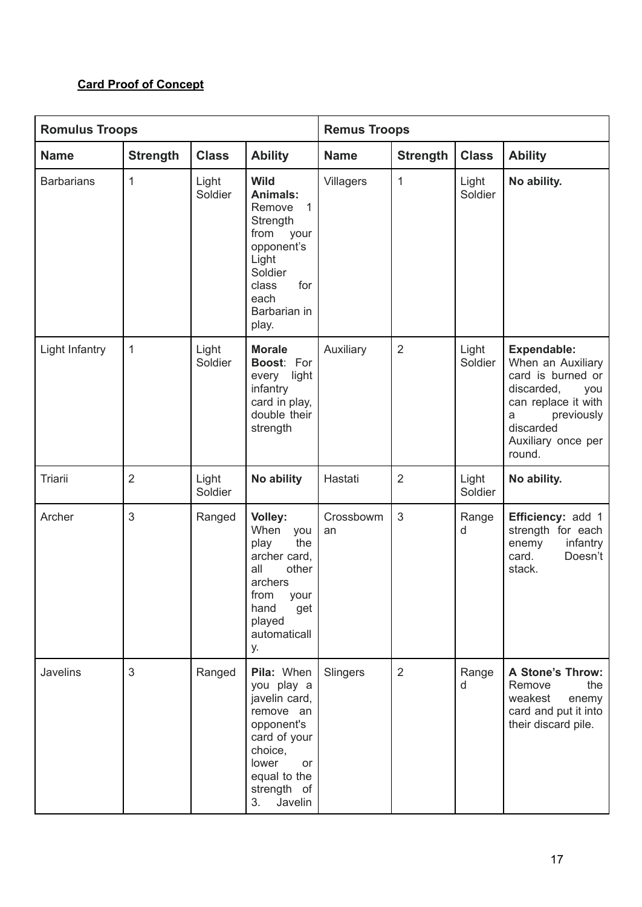**Card Proof of Concept**

| Romulus Troops | | | | Remus Troops | | | |
|---|---|---|---|---|---|---|---|
| **Name** | **Strength** | **Class** | **Ability** | **Name** | **Strength** | **Class** | **Ability** |
| Barbarians | 1 | Light Soldier | **Wild Animals:** Remove 1 Strength from your opponent's Light Soldier class for each Barbarian in play. | Villagers | 1 | Light Soldier | **No ability.** |
| Light Infantry | 1 | Light Soldier | **Morale Boost**: For every light infantry card in play, double their strength | Auxiliary | 2 | Light Soldier | **Expendable:** When an Auxiliary card is burned or discarded, you can replace it with a previously discarded Auxiliary once per round. |
| Triarii | 2 | Light Soldier | **No ability** | Hastati | 2 | Light Soldier | **No ability.** |
| Archer | 3 | Ranged | **Volley:** When you play the archer card, all other archers from your hand get played automatically. | Crossbowman | 3 | Ranged | **Efficiency:** add 1 strength for each enemy infantry card. Doesn't stack. |
| Javelins | 3 | Ranged | **Pila:** When you play a javelin card, remove an opponent's card of your choice, lower or equal to the strength of 3. Javelin | Slingers | 2 | Ranged | **A Stone's Throw:** Remove the weakest enemy card and put it into their discard pile. |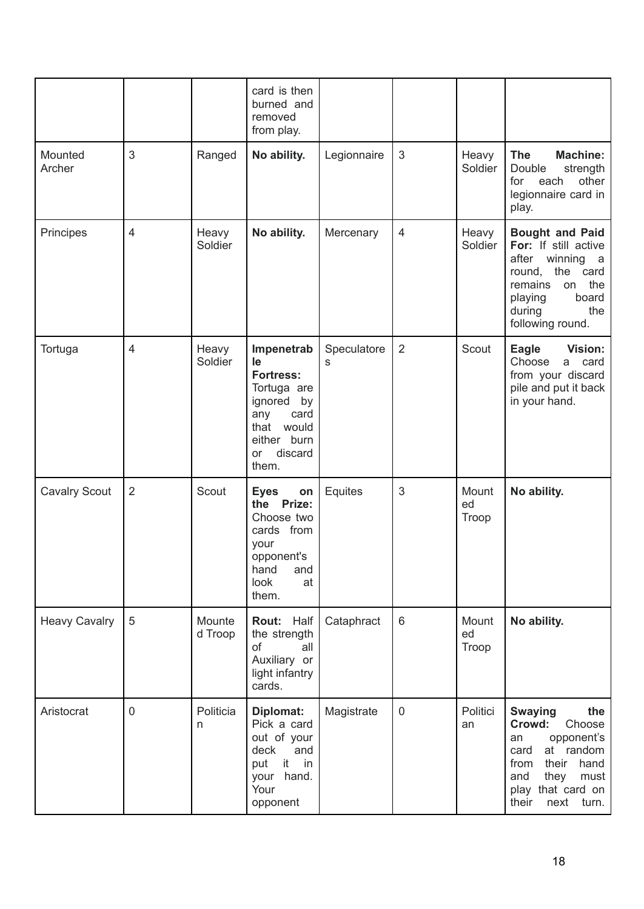| | | | card is then burned and removed from play. | | | | |
|---|---|---|---|---|---|---|---|
| Mounted Archer | 3 | Ranged | **No ability.** | Legionnaire | 3 | Heavy Soldier | **The Machine:** Double strength for each other legionnaire card in play. |
| Principes | 4 | Heavy Soldier | **No ability.** | Mercenary | 4 | Heavy Soldier | **Bought and Paid For:** If still active after winning a round, the card remains on the playing board during the following round. |
| Tortuga | 4 | Heavy Soldier | **Impenetrable Fortress:** Tortuga are ignored by any card that would either burn or discard them. | Speculatores | 2 | Scout | **Eagle Vision:** Choose a card from your discard pile and put it back in your hand. |
| Cavalry Scout | 2 | Scout | **Eyes on the Prize:** Choose two cards from your opponent's hand and look at them. | Equites | 3 | Mounted Troop | **No ability.** |
| Heavy Cavalry | 5 | Mounted Troop | **Rout:** Half the strength of all Auxiliary or light infantry cards. | Cataphract | 6 | Mounted Troop | **No ability.** |
| Aristocrat | 0 | Politician | **Diplomat:** Pick a card out of your deck and put it in your hand. Your opponent | Magistrate | 0 | Politician | **Swaying the Crowd:** Choose an opponent's card at random from their hand and they must play that card on their next turn. |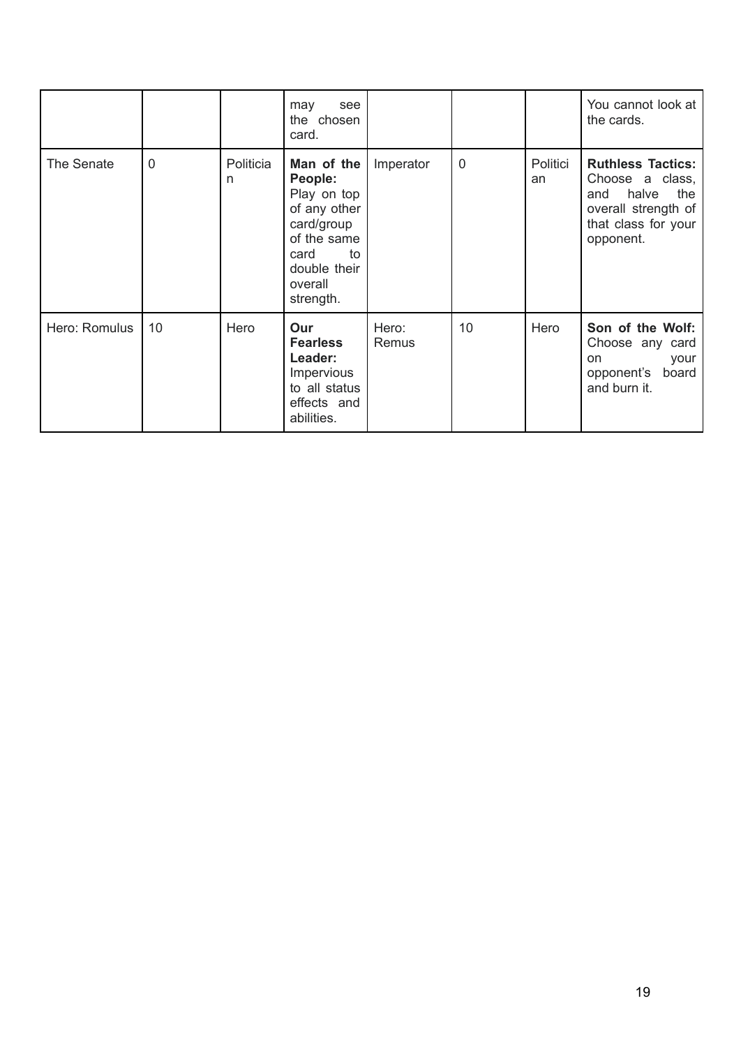| | | | may see the chosen card. | | | | You cannot look at the cards. |
|---|---|---|---|---|---|---|---|
| The Senate | 0 | Politician | **Man of the People:** Play on top of any other card/group of the same card to double their overall strength. | Imperator | 0 | Politician | **Ruthless Tactics:** Choose a class, and halve the overall strength of that class for your opponent. |
| Hero: Romulus | 10 | Hero | **Our Fearless Leader:** Impervious to all status effects and abilities. | Hero: Remus | 10 | Hero | **Son of the Wolf:** Choose any card on your opponent's board and burn it. |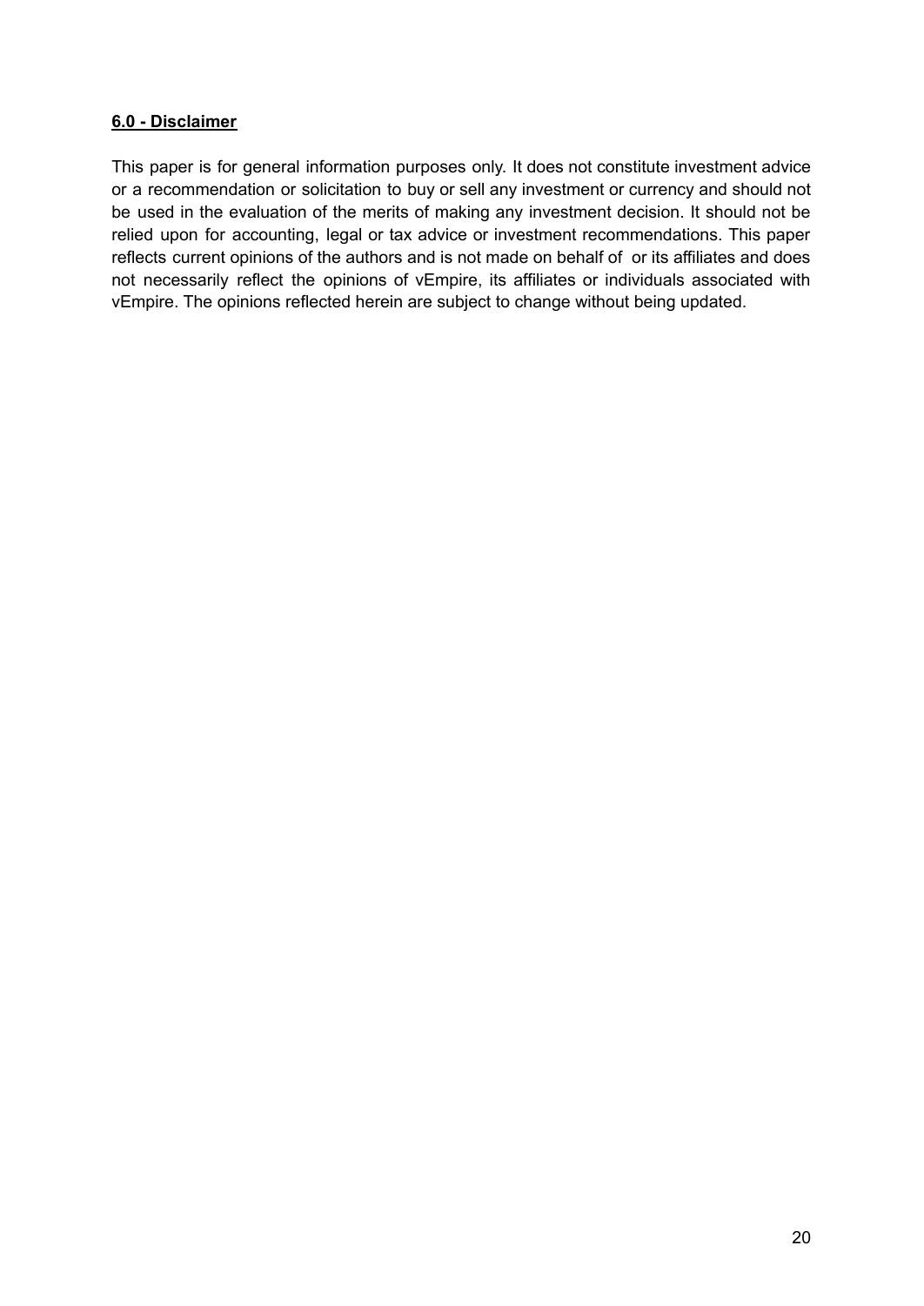## **6.0 - Disclaimer**

This paper is for general information purposes only. It does not constitute investment advice or a recommendation or solicitation to buy or sell any investment or currency and should not be used in the evaluation of the merits of making any investment decision. It should not be relied upon for accounting, legal or tax advice or investment recommendations. This paper reflects current opinions of the authors and is not made on behalf of  or its affiliates and does not necessarily reflect the opinions of vEmpire, its affiliates or individuals associated with vEmpire. The opinions reflected herein are subject to change without being updated.